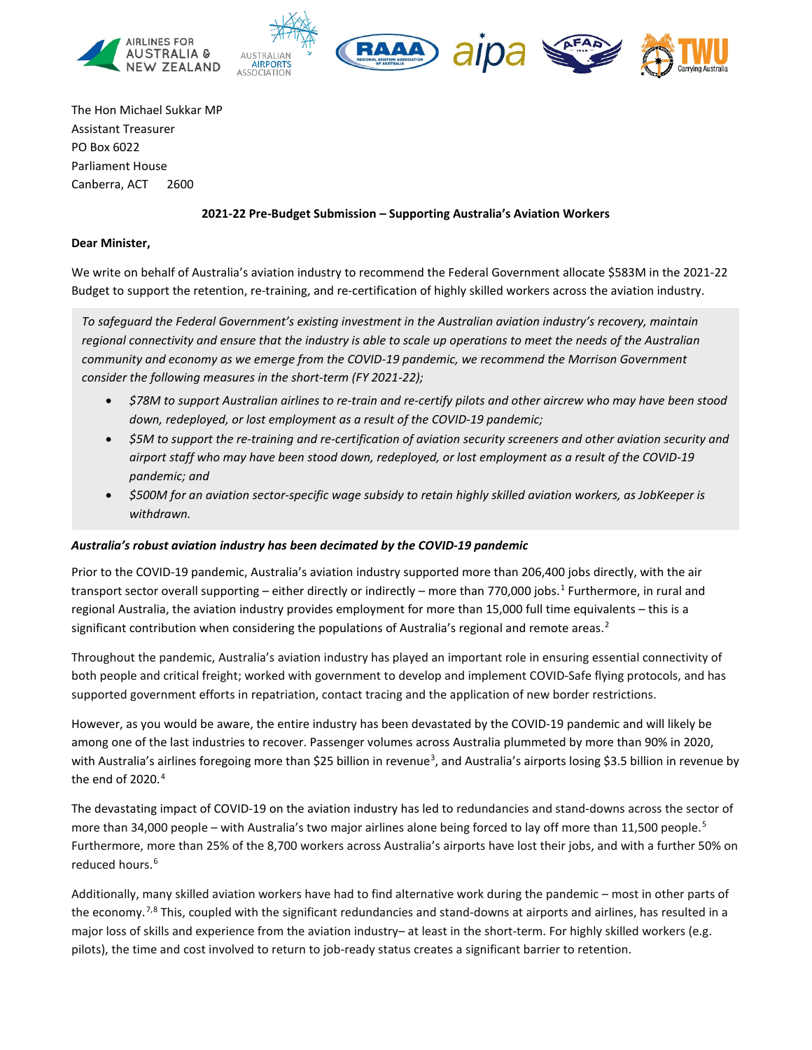The Hon Michael Sukkar MP
Assistant Treasurer
PO Box 6022
Parliament House
Canberra, ACT 2600

**2021-22 Pre-Budget Submission – Supporting Australia's Aviation Workers**

**Dear Minister,**

We write on behalf of Australia's aviation industry to recommend the Federal Government allocate $583M in the 2021-22 Budget to support the retention, re-training, and re-certification of highly skilled workers across the aviation industry.

*To safeguard the Federal Government's existing investment in the Australian aviation industry's recovery, maintain regional connectivity and ensure that the industry is able to scale up operations to meet the needs of the Australian community and economy as we emerge from the COVID-19 pandemic, we recommend the Morrison Government consider the following measures in the short-term (FY 2021-22);*

- *$78M to support Australian airlines to re-train and re-certify pilots and other aircrew who may have been stood down, redeployed, or lost employment as a result of the COVID-19 pandemic;*
- *$5M to support the re-training and re-certification of aviation security screeners and other aviation security and airport staff who may have been stood down, redeployed, or lost employment as a result of the COVID-19 pandemic; and*
- *$500M for an aviation sector-specific wage subsidy to retain highly skilled aviation workers, as JobKeeper is withdrawn.*

***Australia's robust aviation industry has been decimated by the COVID-19 pandemic***

Prior to the COVID-19 pandemic, Australia's aviation industry supported more than 206,400 jobs directly, with the air transport sector overall supporting – either directly or indirectly – more than 770,000 jobs.[1] Furthermore, in rural and regional Australia, the aviation industry provides employment for more than 15,000 full time equivalents – this is a significant contribution when considering the populations of Australia's regional and remote areas.[2]

Throughout the pandemic, Australia's aviation industry has played an important role in ensuring essential connectivity of both people and critical freight; worked with government to develop and implement COVID-Safe flying protocols, and has supported government efforts in repatriation, contact tracing and the application of new border restrictions.

However, as you would be aware, the entire industry has been devastated by the COVID-19 pandemic and will likely be among one of the last industries to recover. Passenger volumes across Australia plummeted by more than 90% in 2020, with Australia's airlines foregoing more than $25 billion in revenue[3], and Australia's airports losing $3.5 billion in revenue by the end of 2020.[4]

The devastating impact of COVID-19 on the aviation industry has led to redundancies and stand-downs across the sector of more than 34,000 people – with Australia's two major airlines alone being forced to lay off more than 11,500 people.[5] Furthermore, more than 25% of the 8,700 workers across Australia's airports have lost their jobs, and with a further 50% on reduced hours.[6]

Additionally, many skilled aviation workers have had to find alternative work during the pandemic – most in other parts of the economy.[7,8] This, coupled with the significant redundancies and stand-downs at airports and airlines, has resulted in a major loss of skills and experience from the aviation industry– at least in the short-term. For highly skilled workers (e.g. pilots), the time and cost involved to return to job-ready status creates a significant barrier to retention.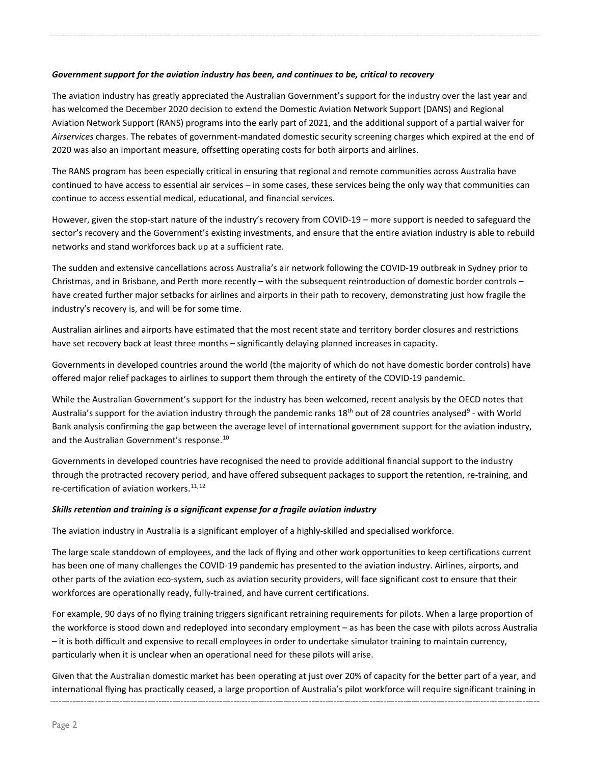***Government support for the aviation industry has been, and continues to be, critical to recovery***

The aviation industry has greatly appreciated the Australian Government's support for the industry over the last year and has welcomed the December 2020 decision to extend the Domestic Aviation Network Support (DANS) and Regional Aviation Network Support (RANS) programs into the early part of 2021, and the additional support of a partial waiver for *Airservices* charges. The rebates of government-mandated domestic security screening charges which expired at the end of 2020 was also an important measure, offsetting operating costs for both airports and airlines.

The RANS program has been especially critical in ensuring that regional and remote communities across Australia have continued to have access to essential air services – in some cases, these services being the only way that communities can continue to access essential medical, educational, and financial services.

However, given the stop-start nature of the industry's recovery from COVID-19 – more support is needed to safeguard the sector's recovery and the Government's existing investments, and ensure that the entire aviation industry is able to rebuild networks and stand workforces back up at a sufficient rate.

The sudden and extensive cancellations across Australia's air network following the COVID-19 outbreak in Sydney prior to Christmas, and in Brisbane, and Perth more recently – with the subsequent reintroduction of domestic border controls – have created further major setbacks for airlines and airports in their path to recovery, demonstrating just how fragile the industry's recovery is, and will be for some time.

Australian airlines and airports have estimated that the most recent state and territory border closures and restrictions have set recovery back at least three months – significantly delaying planned increases in capacity.

Governments in developed countries around the world (the majority of which do not have domestic border controls) have offered major relief packages to airlines to support them through the entirety of the COVID-19 pandemic.

While the Australian Government's support for the industry has been welcomed, recent analysis by the OECD notes that Australia's support for the aviation industry through the pandemic ranks 18th out of 28 countries analysed[9] - with World Bank analysis confirming the gap between the average level of international government support for the aviation industry, and the Australian Government's response.[10]

Governments in developed countries have recognised the need to provide additional financial support to the industry through the protracted recovery period, and have offered subsequent packages to support the retention, re-training, and re-certification of aviation workers.[11,12]

***Skills retention and training is a significant expense for a fragile aviation industry***

The aviation industry in Australia is a significant employer of a highly-skilled and specialised workforce.

The large scale standdown of employees, and the lack of flying and other work opportunities to keep certifications current has been one of many challenges the COVID-19 pandemic has presented to the aviation industry. Airlines, airports, and other parts of the aviation eco-system, such as aviation security providers, will face significant cost to ensure that their workforces are operationally ready, fully-trained, and have current certifications.

For example, 90 days of no flying training triggers significant retraining requirements for pilots. When a large proportion of the workforce is stood down and redeployed into secondary employment – as has been the case with pilots across Australia – it is both difficult and expensive to recall employees in order to undertake simulator training to maintain currency, particularly when it is unclear when an operational need for these pilots will arise.

Given that the Australian domestic market has been operating at just over 20% of capacity for the better part of a year, and international flying has practically ceased, a large proportion of Australia's pilot workforce will require significant training in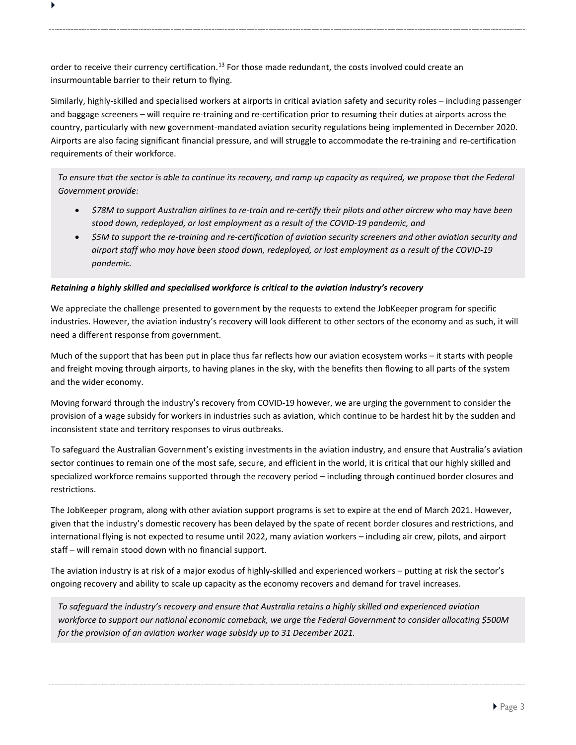order to receive their currency certification.[13] For those made redundant, the costs involved could create an insurmountable barrier to their return to flying.

Similarly, highly-skilled and specialised workers at airports in critical aviation safety and security roles – including passenger and baggage screeners – will require re-training and re-certification prior to resuming their duties at airports across the country, particularly with new government-mandated aviation security regulations being implemented in December 2020. Airports are also facing significant financial pressure, and will struggle to accommodate the re-training and re-certification requirements of their workforce.

> *To ensure that the sector is able to continue its recovery, and ramp up capacity as required, we propose that the Federal Government provide:*
>
> - *$78M to support Australian airlines to re-train and re-certify their pilots and other aircrew who may have been stood down, redeployed, or lost employment as a result of the COVID-19 pandemic, and*
> - *$5M to support the re-training and re-certification of aviation security screeners and other aviation security and airport staff who may have been stood down, redeployed, or lost employment as a result of the COVID-19 pandemic.*

***Retaining a highly skilled and specialised workforce is critical to the aviation industry's recovery***

We appreciate the challenge presented to government by the requests to extend the JobKeeper program for specific industries. However, the aviation industry's recovery will look different to other sectors of the economy and as such, it will need a different response from government.

Much of the support that has been put in place thus far reflects how our aviation ecosystem works – it starts with people and freight moving through airports, to having planes in the sky, with the benefits then flowing to all parts of the system and the wider economy.

Moving forward through the industry's recovery from COVID-19 however, we are urging the government to consider the provision of a wage subsidy for workers in industries such as aviation, which continue to be hardest hit by the sudden and inconsistent state and territory responses to virus outbreaks.

To safeguard the Australian Government's existing investments in the aviation industry, and ensure that Australia's aviation sector continues to remain one of the most safe, secure, and efficient in the world, it is critical that our highly skilled and specialized workforce remains supported through the recovery period – including through continued border closures and restrictions.

The JobKeeper program, along with other aviation support programs is set to expire at the end of March 2021. However, given that the industry's domestic recovery has been delayed by the spate of recent border closures and restrictions, and international flying is not expected to resume until 2022, many aviation workers – including air crew, pilots, and airport staff – will remain stood down with no financial support.

The aviation industry is at risk of a major exodus of highly-skilled and experienced workers – putting at risk the sector's ongoing recovery and ability to scale up capacity as the economy recovers and demand for travel increases.

> *To safeguard the industry's recovery and ensure that Australia retains a highly skilled and experienced aviation workforce to support our national economic comeback, we urge the Federal Government to consider allocating $500M for the provision of an aviation worker wage subsidy up to 31 December 2021.*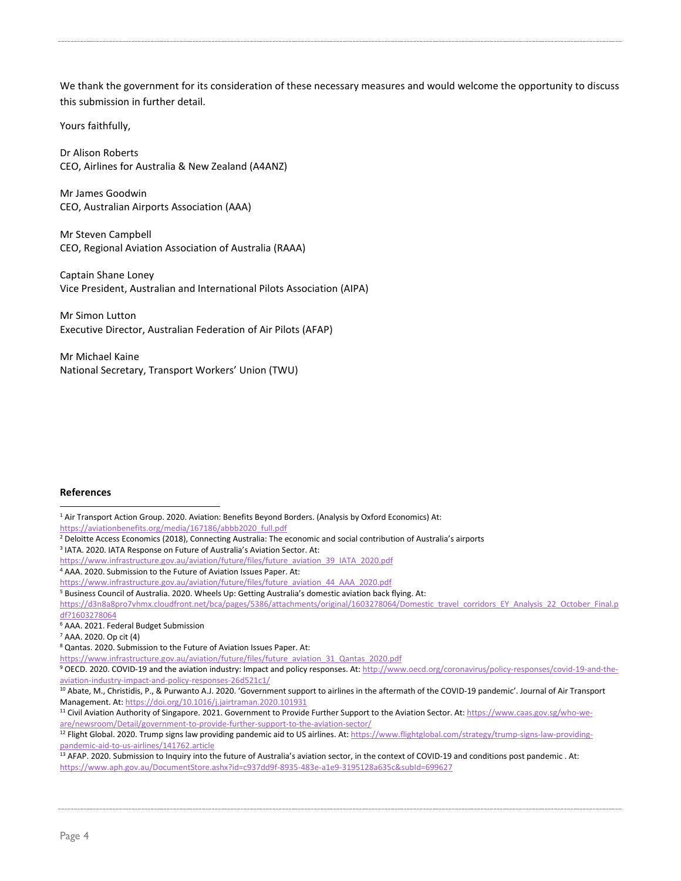We thank the government for its consideration of these necessary measures and would welcome the opportunity to discuss this submission in further detail.

Yours faithfully,

Dr Alison Roberts
CEO, Airlines for Australia & New Zealand (A4ANZ)

Mr James Goodwin
CEO, Australian Airports Association (AAA)

Mr Steven Campbell
CEO, Regional Aviation Association of Australia (RAAA)

Captain Shane Loney
Vice President, Australian and International Pilots Association (AIPA)

Mr Simon Lutton
Executive Director, Australian Federation of Air Pilots (AFAP)

Mr Michael Kaine
National Secretary, Transport Workers' Union (TWU)

**References**

[1] Air Transport Action Group. 2020. Aviation: Benefits Beyond Borders. (Analysis by Oxford Economics) At: https://aviationbenefits.org/media/167186/abbb2020_full.pdf

[2] Deloitte Access Economics (2018), Connecting Australia: The economic and social contribution of Australia's airports

[3] IATA. 2020. IATA Response on Future of Australia's Aviation Sector. At: https://www.infrastructure.gov.au/aviation/future/files/future_aviation_39_IATA_2020.pdf

[4] AAA. 2020. Submission to the Future of Aviation Issues Paper. At: https://www.infrastructure.gov.au/aviation/future/files/future_aviation_44_AAA_2020.pdf

[5] Business Council of Australia. 2020. Wheels Up: Getting Australia's domestic aviation back flying. At: https://d3n8a8pro7vhmx.cloudfront.net/bca/pages/5386/attachments/original/1603278064/Domestic_travel_corridors_EY_Analysis_22_October_Final.pdf?1603278064

[6] AAA. 2021. Federal Budget Submission

[7] AAA. 2020. Op cit (4)

[8] Qantas. 2020. Submission to the Future of Aviation Issues Paper. At: https://www.infrastructure.gov.au/aviation/future/files/future_aviation_31_Qantas_2020.pdf

[9] OECD. 2020. COVID-19 and the aviation industry: Impact and policy responses. At: http://www.oecd.org/coronavirus/policy-responses/covid-19-and-the-aviation-industry-impact-and-policy-responses-26d521c1/

[10] Abate, M., Christidis, P., & Purwanto A.J. 2020. 'Government support to airlines in the aftermath of the COVID-19 pandemic'. Journal of Air Transport Management. At: https://doi.org/10.1016/j.jairtraman.2020.101931

[11] Civil Aviation Authority of Singapore. 2021. Government to Provide Further Support to the Aviation Sector. At: https://www.caas.gov.sg/who-we-are/newsroom/Detail/government-to-provide-further-support-to-the-aviation-sector/

[12] Flight Global. 2020. Trump signs law providing pandemic aid to US airlines. At: https://www.flightglobal.com/strategy/trump-signs-law-providing-pandemic-aid-to-us-airlines/141762.article

[13] AFAP. 2020. Submission to Inquiry into the future of Australia's aviation sector, in the context of COVID-19 and conditions post pandemic . At: https://www.aph.gov.au/DocumentStore.ashx?id=c937dd9f-8935-483e-a1e9-3195128a635c&subId=699627